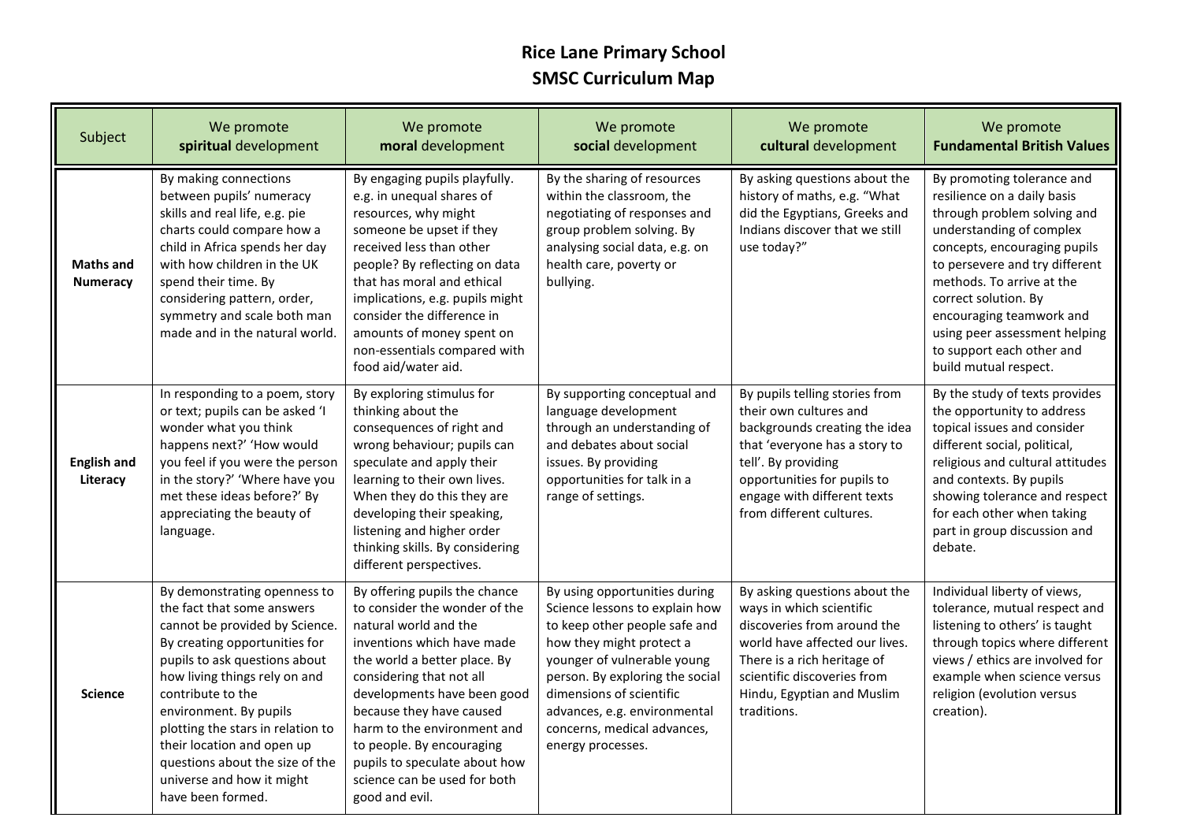# Rice Lane Primary School
## SMSC Curriculum Map

| Subject | We promote **spiritual** development | We promote **moral** development | We promote **social** development | We promote **cultural** development | We promote **Fundamental British Values** |
|---|---|---|---|---|---|
| **Maths and Numeracy** | By making connections between pupils' numeracy skills and real life, e.g. pie charts could compare how a child in Africa spends her day with how children in the UK spend their time. By considering pattern, order, symmetry and scale both man made and in the natural world. | By engaging pupils playfully. e.g. in unequal shares of resources, why might someone be upset if they received less than other people? By reflecting on data that has moral and ethical implications, e.g. pupils might consider the difference in amounts of money spent on non-essentials compared with food aid/water aid. | By the sharing of resources within the classroom, the negotiating of responses and group problem solving. By analysing social data, e.g. on health care, poverty or bullying. | By asking questions about the history of maths, e.g. "What did the Egyptians, Greeks and Indians discover that we still use today?" | By promoting tolerance and resilience on a daily basis through problem solving and understanding of complex concepts, encouraging pupils to persevere and try different methods. To arrive at the correct solution. By encouraging teamwork and using peer assessment helping to support each other and build mutual respect. |
| **English and Literacy** | In responding to a poem, story or text; pupils can be asked 'I wonder what you think happens next?' 'How would you feel if you were the person in the story?' 'Where have you met these ideas before?' By appreciating the beauty of language. | By exploring stimulus for thinking about the consequences of right and wrong behaviour; pupils can speculate and apply their learning to their own lives. When they do this they are developing their speaking, listening and higher order thinking skills. By considering different perspectives. | By supporting conceptual and language development through an understanding of and debates about social issues. By providing opportunities for talk in a range of settings. | By pupils telling stories from their own cultures and backgrounds creating the idea that 'everyone has a story to tell'. By providing opportunities for pupils to engage with different texts from different cultures. | By the study of texts provides the opportunity to address topical issues and consider different social, political, religious and cultural attitudes and contexts. By pupils showing tolerance and respect for each other when taking part in group discussion and debate. |
| **Science** | By demonstrating openness to the fact that some answers cannot be provided by Science. By creating opportunities for pupils to ask questions about how living things rely on and contribute to the environment. By pupils plotting the stars in relation to their location and open up questions about the size of the universe and how it might have been formed. | By offering pupils the chance to consider the wonder of the natural world and the inventions which have made the world a better place. By considering that not all developments have been good because they have caused harm to the environment and to people. By encouraging pupils to speculate about how science can be used for both good and evil. | By using opportunities during Science lessons to explain how to keep other people safe and how they might protect a younger of vulnerable young person. By exploring the social dimensions of scientific advances, e.g. environmental concerns, medical advances, energy processes. | By asking questions about the ways in which scientific discoveries from around the world have affected our lives. There is a rich heritage of scientific discoveries from Hindu, Egyptian and Muslim traditions. | Individual liberty of views, tolerance, mutual respect and listening to others' is taught through topics where different views / ethics are involved for example when science versus religion (evolution versus creation). |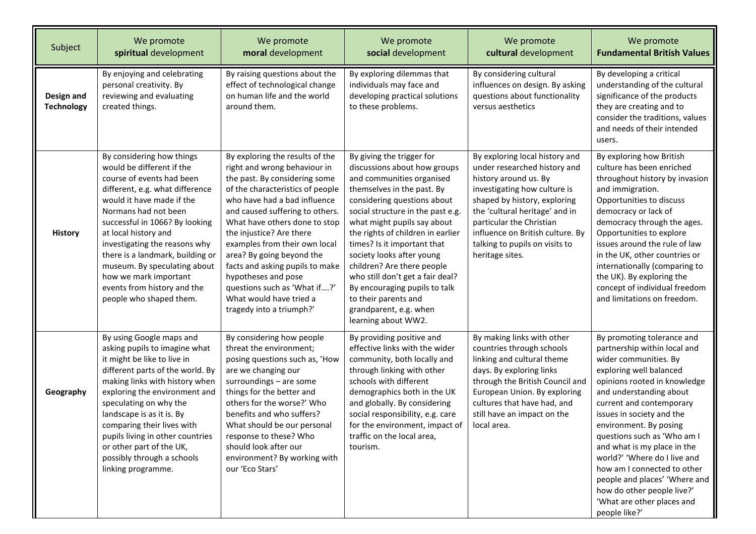| Subject | We promote **spiritual** development | We promote **moral** development | We promote **social** development | We promote **cultural** development | We promote **Fundamental British Values** |
|---|---|---|---|---|---|
| **Design and Technology** | By enjoying and celebrating personal creativity. By reviewing and evaluating created things. | By raising questions about the effect of technological change on human life and the world around them. | By exploring dilemmas that individuals may face and developing practical solutions to these problems. | By considering cultural influences on design. By asking questions about functionality versus aesthetics | By developing a critical understanding of the cultural significance of the products they are creating and to consider the traditions, values and needs of their intended users. |
| **History** | By considering how things would be different if the course of events had been different, e.g. what difference would it have made if the Normans had not been successful in 1066? By looking at local history and investigating the reasons why there is a landmark, building or museum. By speculating about how we mark important events from history and the people who shaped them. | By exploring the results of the right and wrong behaviour in the past. By considering some of the characteristics of people who have had a bad influence and caused suffering to others. What have others done to stop the injustice? Are there examples from their own local area? By going beyond the facts and asking pupils to make hypotheses and pose questions such as 'What if….?' What would have tried a tragedy into a triumph?' | By giving the trigger for discussions about how groups and communities organised themselves in the past. By considering questions about social structure in the past e.g. what might pupils say about the rights of children in earlier times? Is it important that society looks after young children? Are there people who still don't get a fair deal? By encouraging pupils to talk to their parents and grandparent, e.g. when learning about WW2. | By exploring local history and under researched history and history around us. By investigating how culture is shaped by history, exploring the 'cultural heritage' and in particular the Christian influence on British culture. By talking to pupils on visits to heritage sites. | By exploring how British culture has been enriched throughout history by invasion and immigration. Opportunities to discuss democracy or lack of democracy through the ages. Opportunities to explore issues around the rule of law in the UK, other countries or internationally (comparing to the UK). By exploring the concept of individual freedom and limitations on freedom. |
| **Geography** | By using Google maps and asking pupils to imagine what it might be like to live in different parts of the world. By making links with history when exploring the environment and speculating on why the landscape is as it is. By comparing their lives with pupils living in other countries or other part of the UK, possibly through a schools linking programme. | By considering how people threat the environment; posing questions such as, 'How are we changing our surroundings – are some things for the better and others for the worse?' Who benefits and who suffers? What should be our personal response to these? Who should look after our environment? By working with our 'Eco Stars' | By providing positive and effective links with the wider community, both locally and through linking with other schools with different demographics both in the UK and globally. By considering social responsibility, e.g. care for the environment, impact of traffic on the local area, tourism. | By making links with other countries through schools linking and cultural theme days. By exploring links through the British Council and European Union. By exploring cultures that have had, and still have an impact on the local area. | By promoting tolerance and partnership within local and wider communities. By exploring well balanced opinions rooted in knowledge and understanding about current and contemporary issues in society and the environment. By posing questions such as 'Who am I and what is my place in the world?' 'Where do I live and how am I connected to other people and places' 'Where and how do other people live?' 'What are other places and people like?' |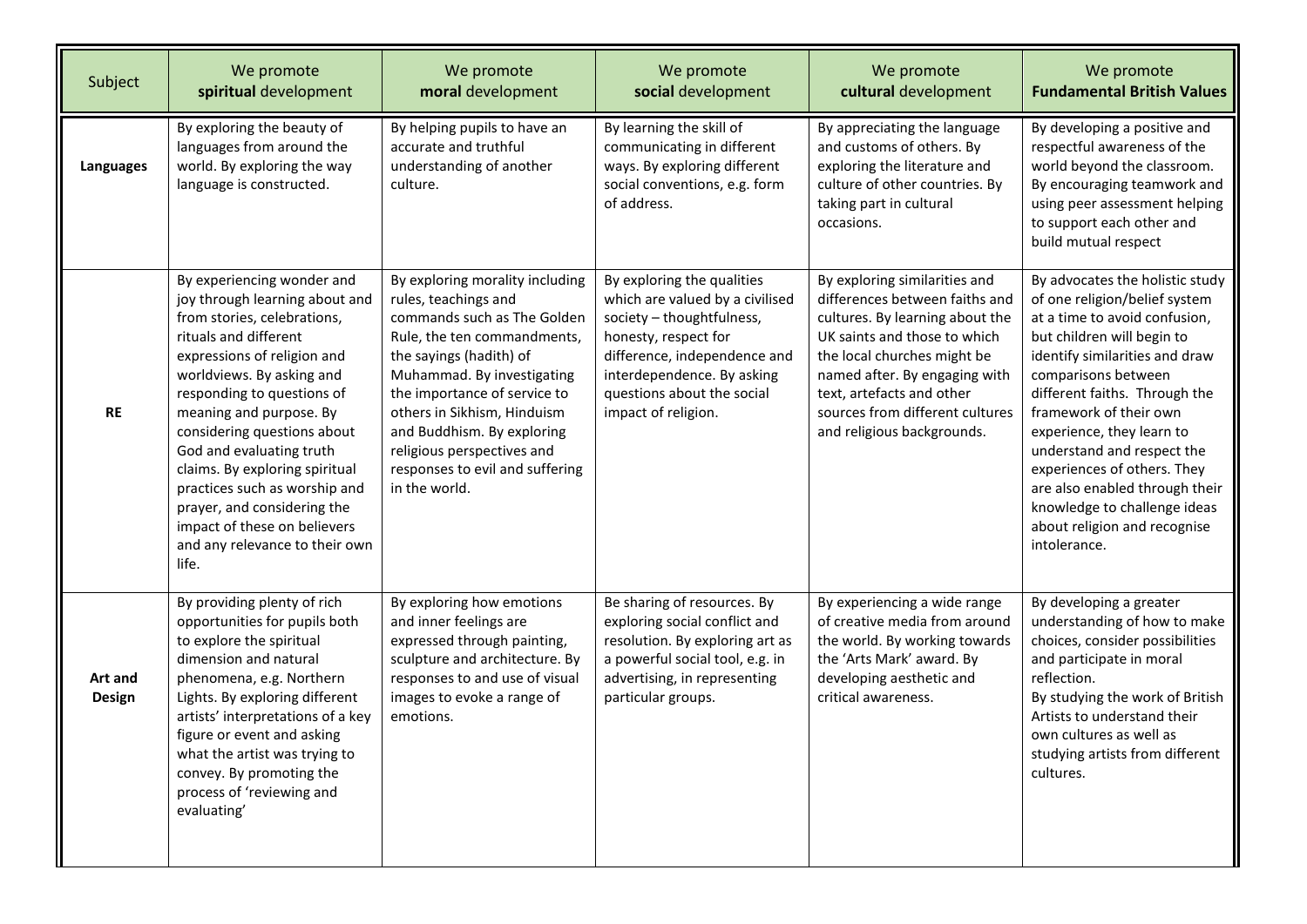| Subject | We promote **spiritual** development | We promote **moral** development | We promote **social** development | We promote **cultural** development | We promote **Fundamental British Values** |
|---|---|---|---|---|---|
| **Languages** | By exploring the beauty of languages from around the world. By exploring the way language is constructed. | By helping pupils to have an accurate and truthful understanding of another culture. | By learning the skill of communicating in different ways. By exploring different social conventions, e.g. form of address. | By appreciating the language and customs of others. By exploring the literature and culture of other countries. By taking part in cultural occasions. | By developing a positive and respectful awareness of the world beyond the classroom. By encouraging teamwork and using peer assessment helping to support each other and build mutual respect |
| **RE** | By experiencing wonder and joy through learning about and from stories, celebrations, rituals and different expressions of religion and worldviews. By asking and responding to questions of meaning and purpose. By considering questions about God and evaluating truth claims. By exploring spiritual practices such as worship and prayer, and considering the impact of these on believers and any relevance to their own life. | By exploring morality including rules, teachings and commands such as The Golden Rule, the ten commandments, the sayings (hadith) of Muhammad. By investigating the importance of service to others in Sikhism, Hinduism and Buddhism. By exploring religious perspectives and responses to evil and suffering in the world. | By exploring the qualities which are valued by a civilised society – thoughtfulness, honesty, respect for difference, independence and interdependence. By asking questions about the social impact of religion. | By exploring similarities and differences between faiths and cultures. By learning about the UK saints and those to which the local churches might be named after. By engaging with text, artefacts and other sources from different cultures and religious backgrounds. | By advocates the holistic study of one religion/belief system at a time to avoid confusion, but children will begin to identify similarities and draw comparisons between different faiths. Through the framework of their own experience, they learn to understand and respect the experiences of others. They are also enabled through their knowledge to challenge ideas about religion and recognise intolerance. |
| **Art and Design** | By providing plenty of rich opportunities for pupils both to explore the spiritual dimension and natural phenomena, e.g. Northern Lights. By exploring different artists' interpretations of a key figure or event and asking what the artist was trying to convey. By promoting the process of 'reviewing and evaluating' | By exploring how emotions and inner feelings are expressed through painting, sculpture and architecture. By responses to and use of visual images to evoke a range of emotions. | Be sharing of resources. By exploring social conflict and resolution. By exploring art as a powerful social tool, e.g. in advertising, in representing particular groups. | By experiencing a wide range of creative media from around the world. By working towards the 'Arts Mark' award. By developing aesthetic and critical awareness. | By developing a greater understanding of how to make choices, consider possibilities and participate in moral reflection.<br>By studying the work of British Artists to understand their own cultures as well as studying artists from different cultures. |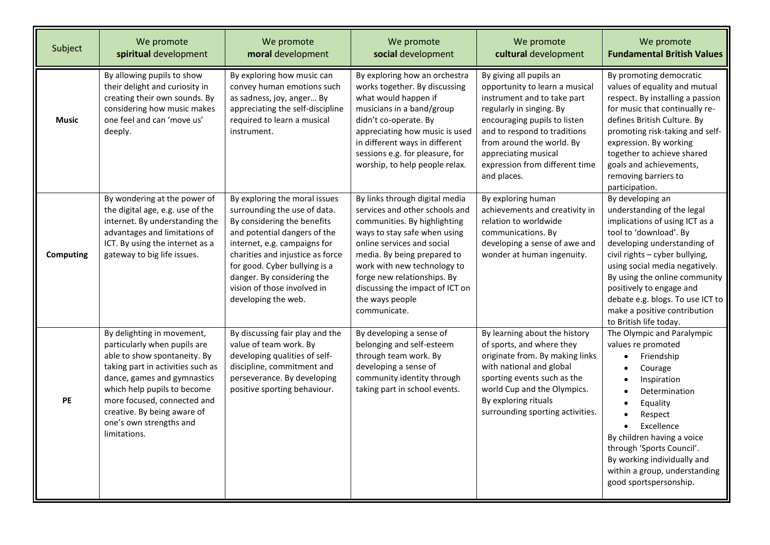| Subject | We promote **spiritual** development | We promote **moral** development | We promote **social** development | We promote **cultural** development | We promote **Fundamental British Values** |
|---|---|---|---|---|---|
| **Music** | By allowing pupils to show their delight and curiosity in creating their own sounds. By considering how music makes one feel and can 'move us' deeply. | By exploring how music can convey human emotions such as sadness, joy, anger… By appreciating the self-discipline required to learn a musical instrument. | By exploring how an orchestra works together. By discussing what would happen if musicians in a band/group didn't co-operate. By appreciating how music is used in different ways in different sessions e.g. for pleasure, for worship, to help people relax. | By giving all pupils an opportunity to learn a musical instrument and to take part regularly in singing. By encouraging pupils to listen and to respond to traditions from around the world. By appreciating musical expression from different time and places. | By promoting democratic values of equality and mutual respect. By installing a passion for music that continually re-defines British Culture. By promoting risk-taking and self-expression. By working together to achieve shared goals and achievements, removing barriers to participation. |
| **Computing** | By wondering at the power of the digital age, e.g. use of the internet. By understanding the advantages and limitations of ICT. By using the internet as a gateway to big life issues. | By exploring the moral issues surrounding the use of data. By considering the benefits and potential dangers of the internet, e.g. campaigns for charities and injustice as force for good. Cyber bullying is a danger. By considering the vision of those involved in developing the web. | By links through digital media services and other schools and communities. By highlighting ways to stay safe when using online services and social media. By being prepared to work with new technology to forge new relationships. By discussing the impact of ICT on the ways people communicate. | By exploring human achievements and creativity in relation to worldwide communications. By developing a sense of awe and wonder at human ingenuity. | By developing an understanding of the legal implications of using ICT as a tool to 'download'. By developing understanding of civil rights – cyber bullying, using social media negatively. By using the online community positively to engage and debate e.g. blogs. To use ICT to make a positive contribution to British life today. |
| **PE** | By delighting in movement, particularly when pupils are able to show spontaneity. By taking part in activities such as dance, games and gymnastics which help pupils to become more focused, connected and creative. By being aware of one's own strengths and limitations. | By discussing fair play and the value of team work. By developing qualities of self-discipline, commitment and perseverance. By developing positive sporting behaviour. | By developing a sense of belonging and self-esteem through team work. By developing a sense of community identity through taking part in school events. | By learning about the history of sports, and where they originate from. By making links with national and global sporting events such as the World Cup and the Olympics. By exploring rituals surrounding sporting activities. | The Olympic and Paralympic values re promoted<br>• Friendship<br>• Courage<br>• Inspiration<br>• Determination<br>• Equality<br>• Respect<br>• Excellence<br>By children having a voice through 'Sports Council'.<br>By working individually and within a group, understanding good sportspersonship. |